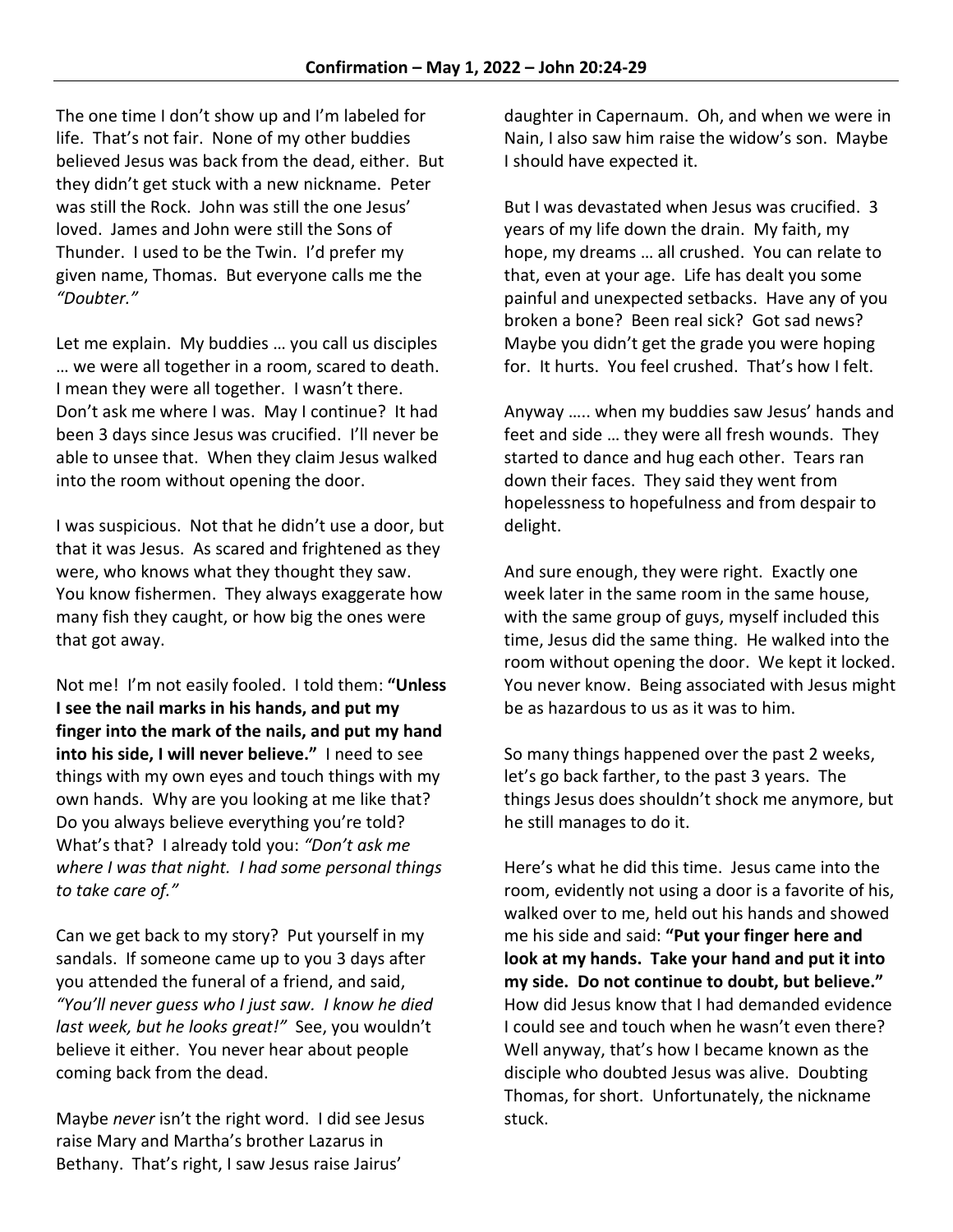# Confirmation – May 1, 2022 – John 20:24-29

The one time I don't show up and I'm labeled for life. That's not fair. None of my other buddies believed Jesus was back from the dead, either. But they didn't get stuck with a new nickname. Peter was still the Rock. John was still the one Jesus' loved. James and John were still the Sons of Thunder. I used to be the Twin. I'd prefer my given name, Thomas. But everyone calls me the *"Doubter."*

Let me explain. My buddies … you call us disciples … we were all together in a room, scared to death. I mean they were all together. I wasn't there. Don't ask me where I was. May I continue? It had been 3 days since Jesus was crucified. I'll never be able to unsee that. When they claim Jesus walked into the room without opening the door.

I was suspicious. Not that he didn't use a door, but that it was Jesus. As scared and frightened as they were, who knows what they thought they saw. You know fishermen. They always exaggerate how many fish they caught, or how big the ones were that got away.

Not me! I'm not easily fooled. I told them: **"Unless I see the nail marks in his hands, and put my finger into the mark of the nails, and put my hand into his side, I will never believe."** I need to see things with my own eyes and touch things with my own hands. Why are you looking at me like that? Do you always believe everything you're told? What's that? I already told you: *"Don't ask me where I was that night. I had some personal things to take care of."*

Can we get back to my story? Put yourself in my sandals. If someone came up to you 3 days after you attended the funeral of a friend, and said, *"You'll never guess who I just saw. I know he died last week, but he looks great!"* See, you wouldn't believe it either. You never hear about people coming back from the dead.

Maybe *never* isn't the right word. I did see Jesus raise Mary and Martha's brother Lazarus in Bethany. That's right, I saw Jesus raise Jairus' daughter in Capernaum. Oh, and when we were in Nain, I also saw him raise the widow's son. Maybe I should have expected it.

But I was devastated when Jesus was crucified. 3 years of my life down the drain. My faith, my hope, my dreams … all crushed. You can relate to that, even at your age. Life has dealt you some painful and unexpected setbacks. Have any of you broken a bone? Been real sick? Got sad news? Maybe you didn't get the grade you were hoping for. It hurts. You feel crushed. That's how I felt.

Anyway ….. when my buddies saw Jesus' hands and feet and side … they were all fresh wounds. They started to dance and hug each other. Tears ran down their faces. They said they went from hopelessness to hopefulness and from despair to delight.

And sure enough, they were right. Exactly one week later in the same room in the same house, with the same group of guys, myself included this time, Jesus did the same thing. He walked into the room without opening the door. We kept it locked. You never know. Being associated with Jesus might be as hazardous to us as it was to him.

So many things happened over the past 2 weeks, let's go back farther, to the past 3 years. The things Jesus does shouldn't shock me anymore, but he still manages to do it.

Here's what he did this time. Jesus came into the room, evidently not using a door is a favorite of his, walked over to me, held out his hands and showed me his side and said: **"Put your finger here and look at my hands. Take your hand and put it into my side. Do not continue to doubt, but believe."** How did Jesus know that I had demanded evidence I could see and touch when he wasn't even there? Well anyway, that's how I became known as the disciple who doubted Jesus was alive. Doubting Thomas, for short. Unfortunately, the nickname stuck.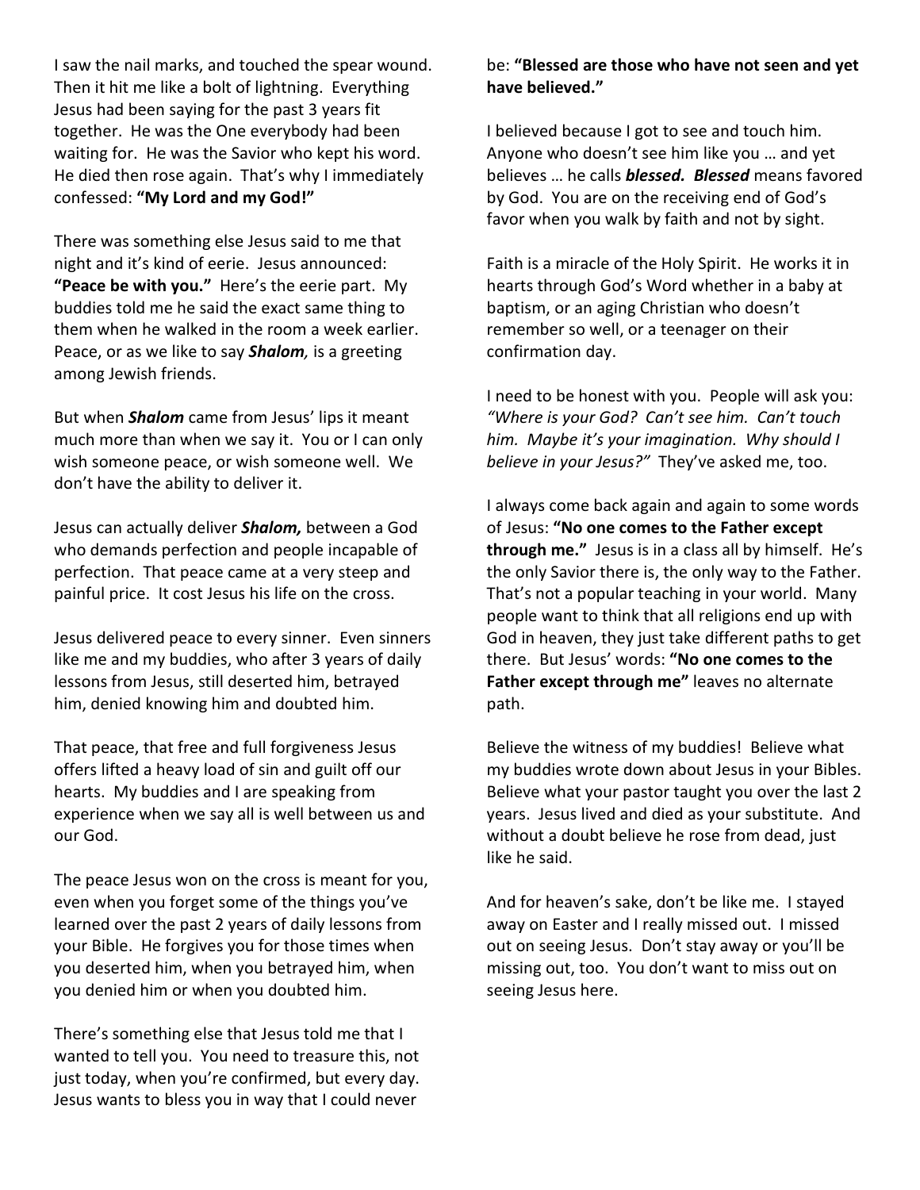I saw the nail marks, and touched the spear wound. Then it hit me like a bolt of lightning. Everything Jesus had been saying for the past 3 years fit together. He was the One everybody had been waiting for. He was the Savior who kept his word. He died then rose again. That's why I immediately confessed: **"My Lord and my God!"**

There was something else Jesus said to me that night and it's kind of eerie. Jesus announced: **"Peace be with you."** Here's the eerie part. My buddies told me he said the exact same thing to them when he walked in the room a week earlier. Peace, or as we like to say ***Shalom,*** is a greeting among Jewish friends.

But when ***Shalom*** came from Jesus' lips it meant much more than when we say it. You or I can only wish someone peace, or wish someone well. We don't have the ability to deliver it.

Jesus can actually deliver ***Shalom,*** between a God who demands perfection and people incapable of perfection. That peace came at a very steep and painful price. It cost Jesus his life on the cross.

Jesus delivered peace to every sinner. Even sinners like me and my buddies, who after 3 years of daily lessons from Jesus, still deserted him, betrayed him, denied knowing him and doubted him.

That peace, that free and full forgiveness Jesus offers lifted a heavy load of sin and guilt off our hearts. My buddies and I are speaking from experience when we say all is well between us and our God.

The peace Jesus won on the cross is meant for you, even when you forget some of the things you've learned over the past 2 years of daily lessons from your Bible. He forgives you for those times when you deserted him, when you betrayed him, when you denied him or when you doubted him.

There's something else that Jesus told me that I wanted to tell you. You need to treasure this, not just today, when you're confirmed, but every day. Jesus wants to bless you in way that I could never be: **"Blessed are those who have not seen and yet have believed."**

I believed because I got to see and touch him. Anyone who doesn't see him like you … and yet believes … he calls ***blessed. Blessed*** means favored by God. You are on the receiving end of God's favor when you walk by faith and not by sight.

Faith is a miracle of the Holy Spirit. He works it in hearts through God's Word whether in a baby at baptism, or an aging Christian who doesn't remember so well, or a teenager on their confirmation day.

I need to be honest with you. People will ask you: *"Where is your God? Can't see him. Can't touch him. Maybe it's your imagination. Why should I believe in your Jesus?"* They've asked me, too.

I always come back again and again to some words of Jesus: **"No one comes to the Father except through me."** Jesus is in a class all by himself. He's the only Savior there is, the only way to the Father. That's not a popular teaching in your world. Many people want to think that all religions end up with God in heaven, they just take different paths to get there. But Jesus' words: **"No one comes to the Father except through me"** leaves no alternate path.

Believe the witness of my buddies! Believe what my buddies wrote down about Jesus in your Bibles. Believe what your pastor taught you over the last 2 years. Jesus lived and died as your substitute. And without a doubt believe he rose from dead, just like he said.

And for heaven's sake, don't be like me. I stayed away on Easter and I really missed out. I missed out on seeing Jesus. Don't stay away or you'll be missing out, too. You don't want to miss out on seeing Jesus here.